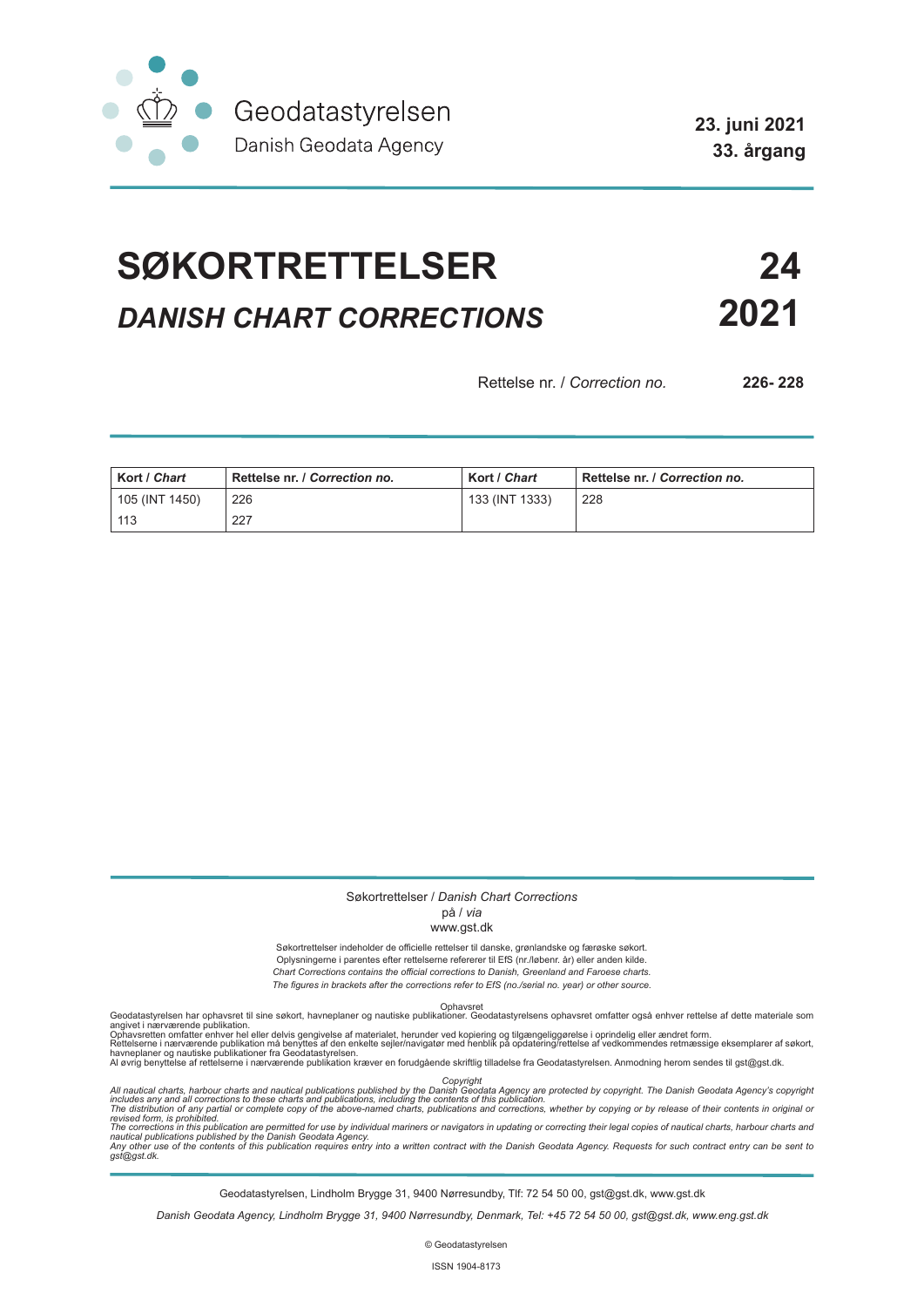Geodatastyrelsen
Danish Geodata Agency

**23. juni 2021**
**33. årgang**

# SØKORTRETTELSER **24**

## *DANISH CHART CORRECTIONS* **2021**

Rettelse nr. / *Correction no.* **226- 228**

| **Kort** / ***Chart*** | **Rettelse nr.** / ***Correction no.*** | **Kort** / ***Chart*** | **Rettelse nr.** / ***Correction no.*** |
|---|---|---|---|
| 105 (INT 1450) | 226 | 133 (INT 1333) | 228 |
| 113 | 227 | | |

Søkortrettelser / *Danish Chart Corrections*
på / *via*
www.gst.dk

Søkortrettelser indeholder de officielle rettelser til danske, grønlandske og færøske søkort.
Oplysningerne i parentes efter rettelserne refererer til EfS (nr./løbenr. år) eller anden kilde.
*Chart Corrections contains the official corrections to Danish, Greenland and Faroese charts.*
*The figures in brackets after the corrections refer to EfS (no./serial no. year) or other source.*

Ophavsret
Geodatastyrelsen har ophavsret til sine søkort, havneplaner og nautiske publikationer. Geodatastyrelsens ophavsret omfatter også enhver rettelse af dette materiale som angivet i nærværende publikation.
Ophavsretten omfatter enhver hel eller delvis gengivelse af materialet, herunder ved kopiering og tilgængeliggørelse i oprindelig eller ændret form.
Rettelserne i nærværende publikation må benyttes af den enkelte sejler/navigatør med henblik på opdatering/rettelse af vedkommendes retmæssige eksemplarer af søkort, havneplaner og nautiske publikationer fra Geodatastyrelsen.
Al øvrig benyttelse af rettelserne i nærværende publikation kræver en forudgående skriftlig tilladelse fra Geodatastyrelsen. Anmodning herom sendes til gst@gst.dk.

*Copyright*
*All nautical charts, harbour charts and nautical publications published by the Danish Geodata Agency are protected by copyright. The Danish Geodata Agency's copyright includes any and all corrections to these charts and publications, including the contents of this publication.*
*The distribution of any partial or complete copy of the above-named charts, publications and corrections, whether by copying or by release of their contents in original or revised form, is prohibited.*
*The corrections in this publication are permitted for use by individual mariners or navigators in updating or correcting their legal copies of nautical charts, harbour charts and nautical publications published by the Danish Geodata Agency.*
*Any other use of the contents of this publication requires entry into a written contract with the Danish Geodata Agency. Requests for such contract entry can be sent to gst@gst.dk.*

Geodatastyrelsen, Lindholm Brygge 31, 9400 Nørresundby, Tlf: 72 54 50 00, gst@gst.dk, www.gst.dk

*Danish Geodata Agency, Lindholm Brygge 31, 9400 Nørresundby, Denmark, Tel: +45 72 54 50 00, gst@gst.dk, www.eng.gst.dk*

© Geodatastyrelsen

ISSN 1904-8173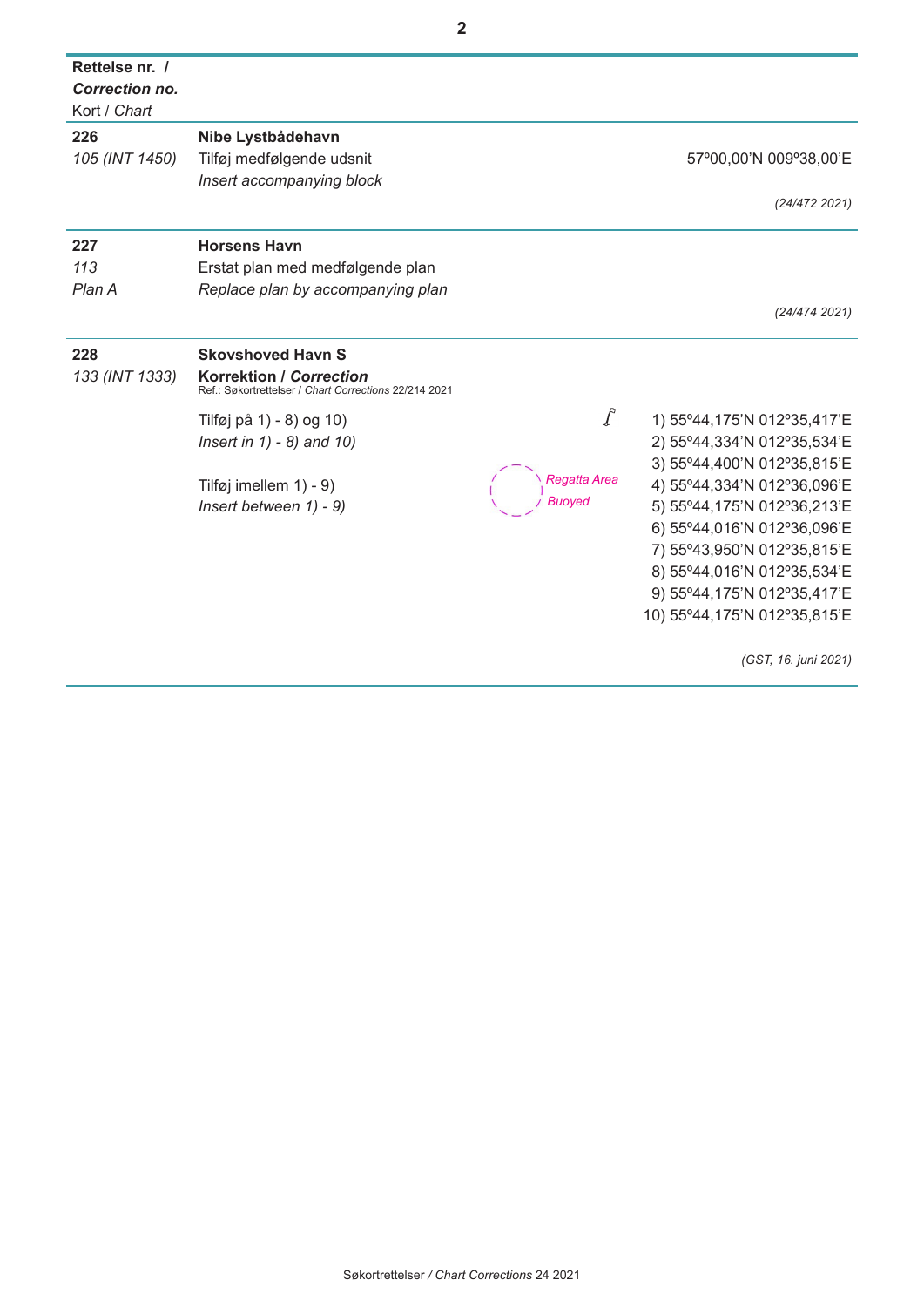| Rettelse nr. / *Correction no.* Kort / *Chart* | | |
|---|---|---|
| **226** *105 (INT 1450)* | **Nibe Lystbådehavn** Tilføj medfølgende udsnit *Insert accompanying block* | 57º00,00'N 009º38,00'E *(24/472 2021)* |
| **227** *113* *Plan A* | **Horsens Havn** Erstat plan med medfølgende plan *Replace plan by accompanying plan* | *(24/474 2021)* |
| **228** *133 (INT 1333)* | **Skovshoved Havn S** **Korrektion / *Correction*** Ref.: Søkortrettelser / *Chart Corrections* 22/214 2021 Tilføj på 1) - 8) og 10) *Insert in 1) - 8) and 10)* Tilføj imellem 1) - 9) *Insert between 1) - 9)* *Regatta Area* *Buoyed* | 1) 55º44,175'N 012º35,417'E 2) 55º44,334'N 012º35,534'E 3) 55º44,400'N 012º35,815'E 4) 55º44,334'N 012º36,096'E 5) 55º44,175'N 012º36,213'E 6) 55º44,016'N 012º36,096'E 7) 55º43,950'N 012º35,815'E 8) 55º44,016'N 012º35,534'E 9) 55º44,175'N 012º35,417'E 10) 55º44,175'N 012º35,815'E *(GST, 16. juni 2021)* |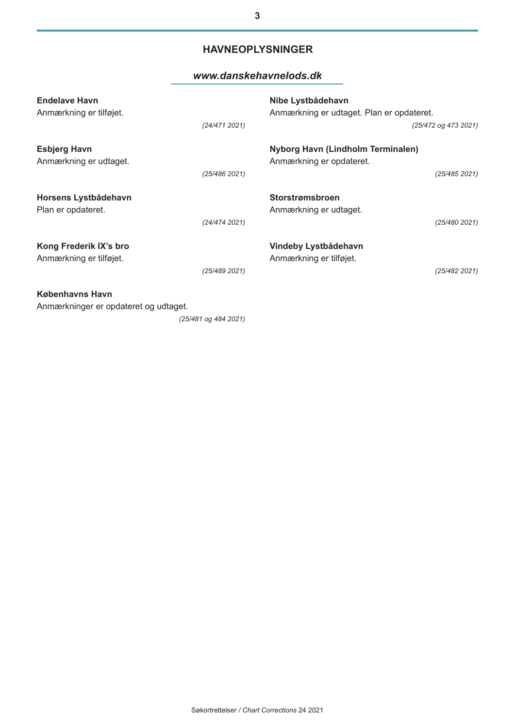## HAVNEOPLYSNINGER

***www.danskehavnelods.dk***

**Endelave Havn**
Anmærkning er tilføjet.

*(24/471 2021)*

**Esbjerg Havn**
Anmærkning er udtaget.

*(25/486 2021)*

**Horsens Lystbådehavn**
Plan er opdateret.

*(24/474 2021)*

**Kong Frederik IX's bro**
Anmærkning er tilføjet.

*(25/489 2021)*

**Københavns Havn**
Anmærkninger er opdateret og udtaget.

*(25/481 og 484 2021)*

**Nibe Lystbådehavn**
Anmærkning er udtaget. Plan er opdateret.

*(25/472 og 473 2021)*

**Nyborg Havn (Lindholm Terminalen)**
Anmærkning er opdateret.

*(25/485 2021)*

**Storstrømsbroen**
Anmærkning er udtaget.

*(25/480 2021)*

**Vindeby Lystbådehavn**
Anmærkning er tilføjet.

*(25/482 2021)*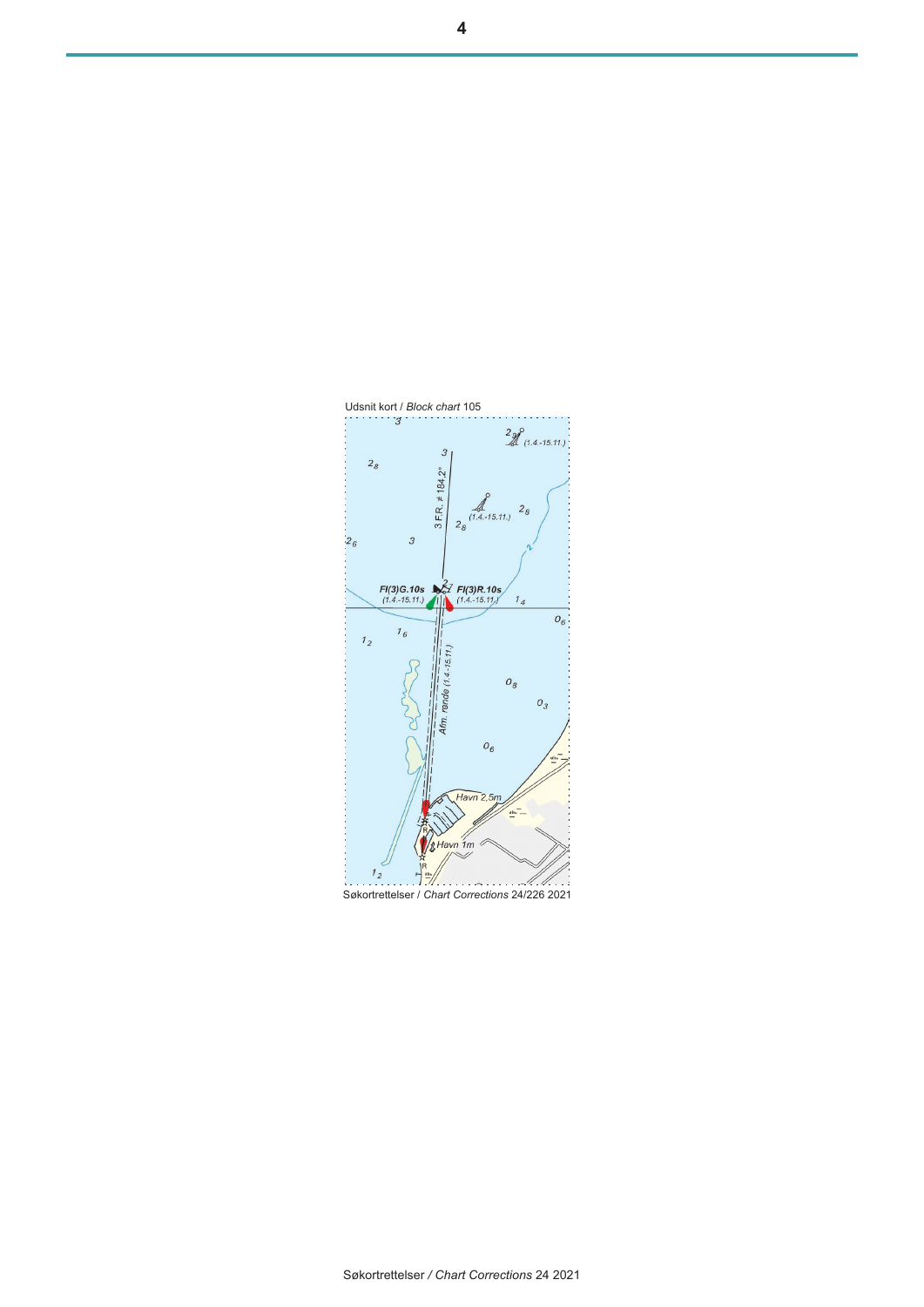Udsnit kort / *Block chart* 105

Søkortrettelser / *Chart Corrections* 24/226 2021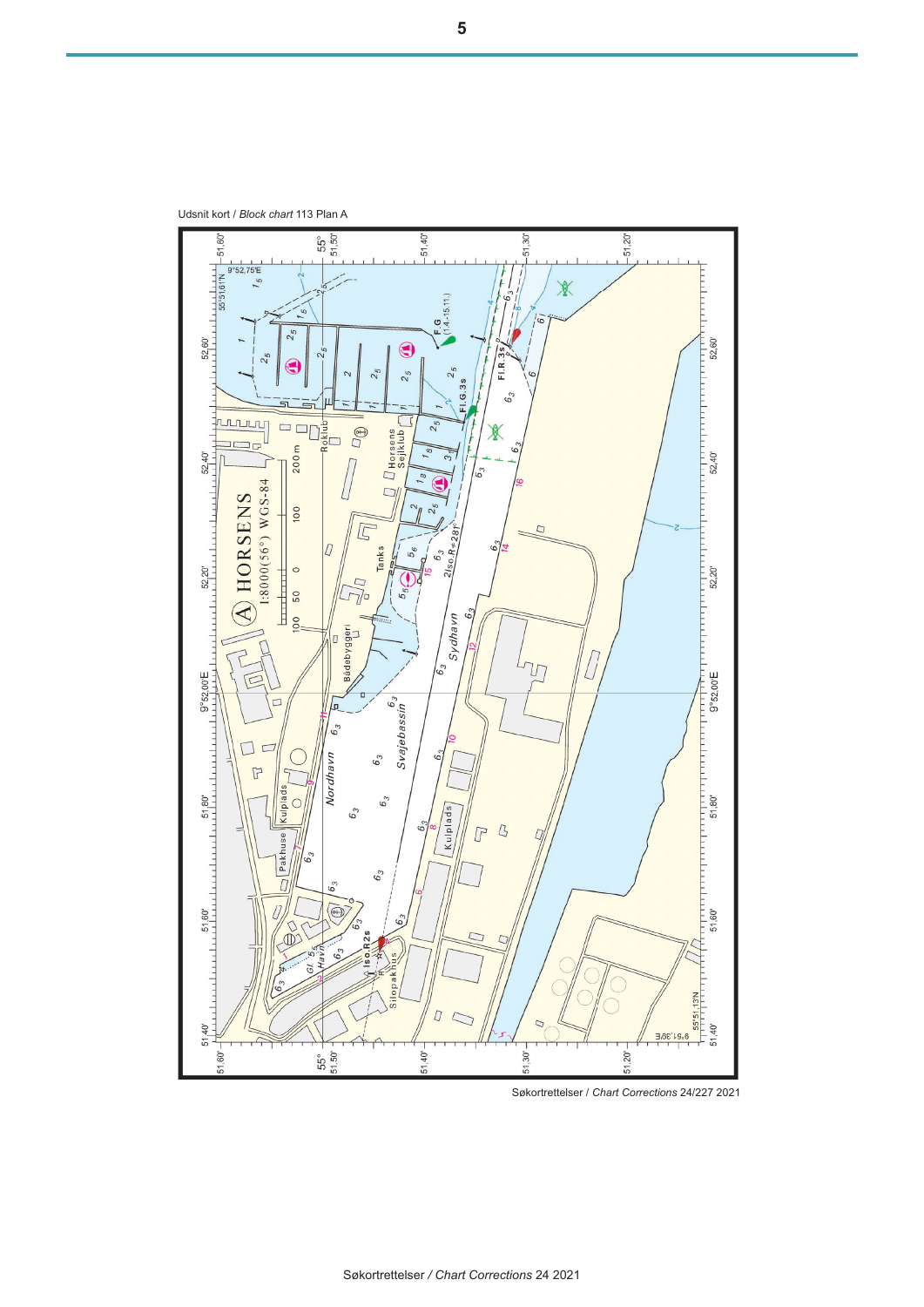Udsnit kort / *Block chart* 113 Plan A

Søkortrettelser / *Chart Corrections* 24/227 2021